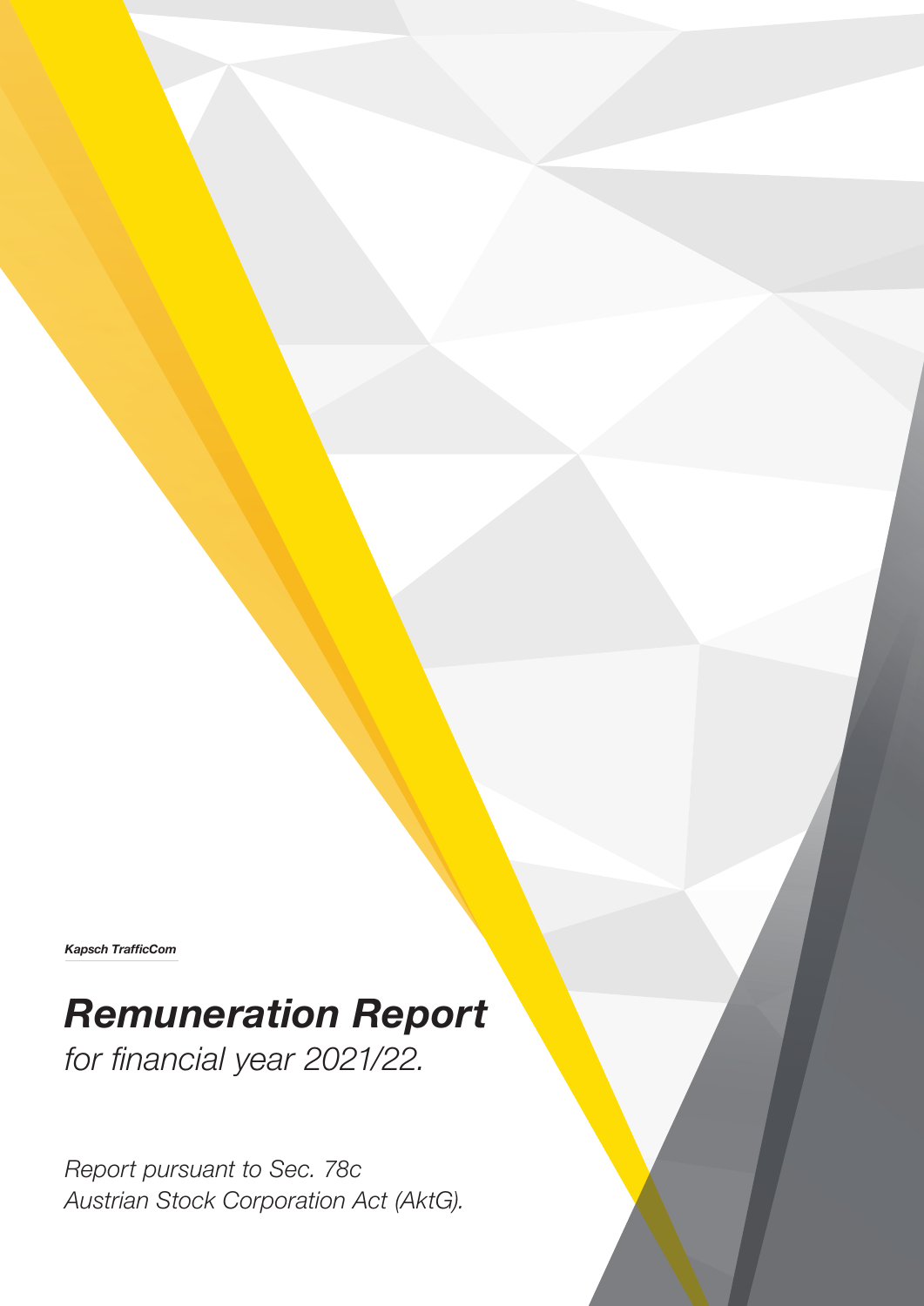***Kapsch TrafficCom***

# ***Remuneration Report***

*for financial year 2021/22.*

*Report pursuant to Sec. 78c*
*Austrian Stock Corporation Act (AktG).*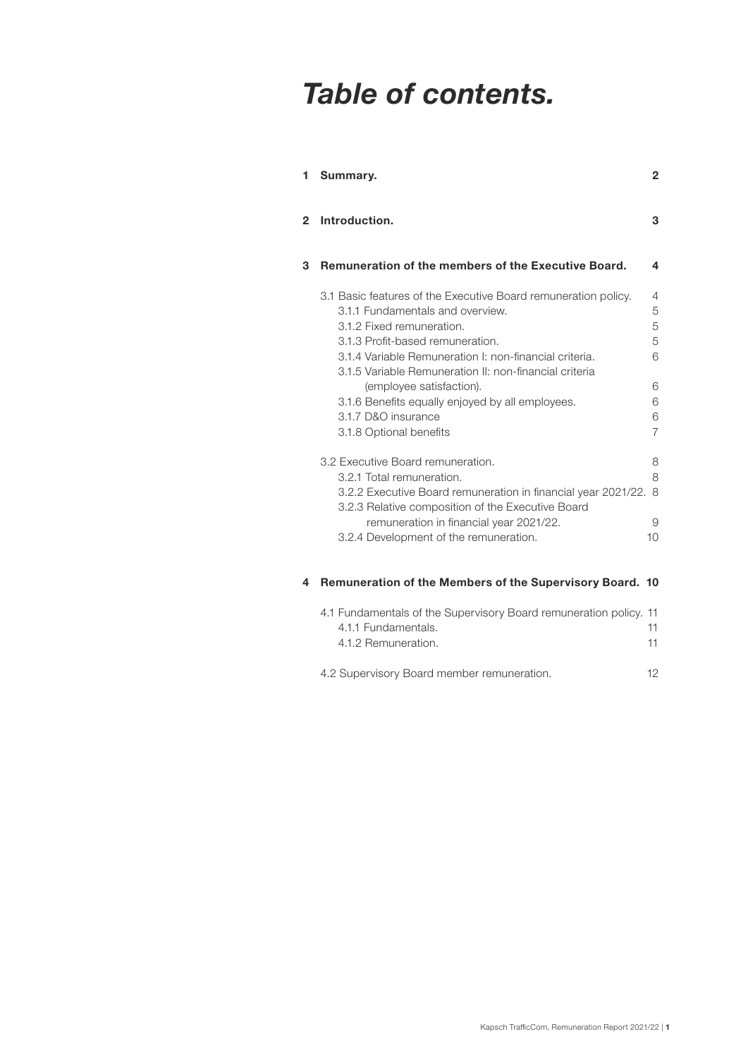# *Table of contents.*

| | | |
|---|---|---|
| **1** | **Summary.** | **2** |
| **2** | **Introduction.** | **3** |
| **3** | **Remuneration of the members of the Executive Board.** | **4** |
| | 3.1 Basic features of the Executive Board remuneration policy. | 4 |
| | 3.1.1 Fundamentals and overview. | 5 |
| | 3.1.2 Fixed remuneration. | 5 |
| | 3.1.3 Profit-based remuneration. | 5 |
| | 3.1.4 Variable Remuneration I: non-financial criteria. | 6 |
| | 3.1.5 Variable Remuneration II: non-financial criteria (employee satisfaction). | 6 |
| | 3.1.6 Benefits equally enjoyed by all employees. | 6 |
| | 3.1.7 D&O insurance | 6 |
| | 3.1.8 Optional benefits | 7 |
| | 3.2 Executive Board remuneration. | 8 |
| | 3.2.1 Total remuneration. | 8 |
| | 3.2.2 Executive Board remuneration in financial year 2021/22. | 8 |
| | 3.2.3 Relative composition of the Executive Board remuneration in financial year 2021/22. | 9 |
| | 3.2.4 Development of the remuneration. | 10 |
| **4** | **Remuneration of the Members of the Supervisory Board.** | **10** |
| | 4.1 Fundamentals of the Supervisory Board remuneration policy. | 11 |
| | 4.1.1 Fundamentals. | 11 |
| | 4.1.2 Remuneration. | 11 |
| | 4.2 Supervisory Board member remuneration. | 12 |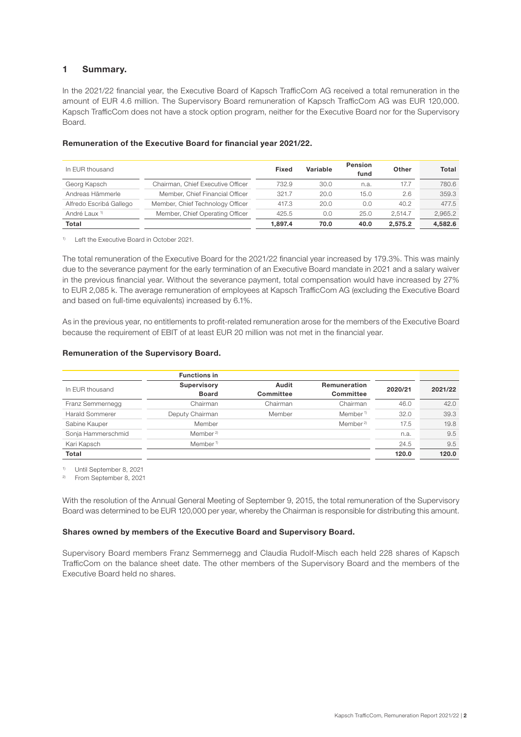## 1 Summary.

In the 2021/22 financial year, the Executive Board of Kapsch TrafficCom AG received a total remuneration in the amount of EUR 4.6 million. The Supervisory Board remuneration of Kapsch TrafficCom AG was EUR 120,000. Kapsch TrafficCom does not have a stock option program, neither for the Executive Board nor for the Supervisory Board.

**Remuneration of the Executive Board for financial year 2021/22.**

| In EUR thousand | | Fixed | Variable | Pension fund | Other | Total |
|---|---|---|---|---|---|---|
| Georg Kapsch | Chairman, Chief Executive Officer | 732.9 | 30.0 | n.a. | 17.7 | 780.6 |
| Andreas Hämmerle | Member, Chief Financial Officer | 321.7 | 20.0 | 15.0 | 2.6 | 359.3 |
| Alfredo Escribá Gallego | Member, Chief Technology Officer | 417.3 | 20.0 | 0.0 | 40.2 | 477.5 |
| André Laux [1] | Member, Chief Operating Officer | 425.5 | 0.0 | 25.0 | 2,514.7 | 2,965.2 |
| **Total** | | **1,897.4** | **70.0** | **40.0** | **2,575.2** | **4,582.6** |

[1] Left the Executive Board in October 2021.

The total remuneration of the Executive Board for the 2021/22 financial year increased by 179.3%. This was mainly due to the severance payment for the early termination of an Executive Board mandate in 2021 and a salary waiver in the previous financial year. Without the severance payment, total compensation would have increased by 27% to EUR 2,085 k. The average remuneration of employees at Kapsch TrafficCom AG (excluding the Executive Board and based on full-time equivalents) increased by 6.1%.

As in the previous year, no entitlements to profit-related remuneration arose for the members of the Executive Board because the requirement of EBIT of at least EUR 20 million was not met in the financial year.

**Remuneration of the Supervisory Board.**

| In EUR thousand | Functions in Supervisory Board | Audit Committee | Remuneration Committee | 2020/21 | 2021/22 |
|---|---|---|---|---|---|
| Franz Semmernegg | Chairman | Chairman | Chairman | 46.0 | 42.0 |
| Harald Sommerer | Deputy Chairman | Member | Member [1] | 32.0 | 39.3 |
| Sabine Kauper | Member | | Member [2] | 17.5 | 19.8 |
| Sonja Hammerschmid | Member [2] | | | n.a. | 9.5 |
| Kari Kapsch | Member [1] | | | 24.5 | 9.5 |
| **Total** | | | | **120.0** | **120.0** |

[1] Until September 8, 2021
[2] From September 8, 2021

With the resolution of the Annual General Meeting of September 9, 2015, the total remuneration of the Supervisory Board was determined to be EUR 120,000 per year, whereby the Chairman is responsible for distributing this amount.

**Shares owned by members of the Executive Board and Supervisory Board.**

Supervisory Board members Franz Semmernegg and Claudia Rudolf-Misch each held 228 shares of Kapsch TrafficCom on the balance sheet date. The other members of the Supervisory Board and the members of the Executive Board held no shares.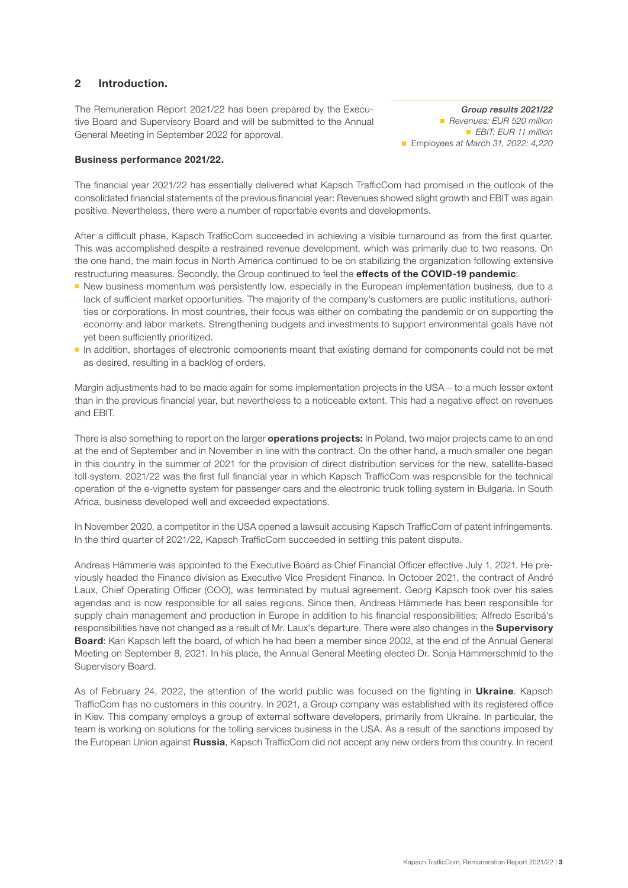## 2 Introduction.

The Remuneration Report 2021/22 has been prepared by the Executive Board and Supervisory Board and will be submitted to the Annual General Meeting in September 2022 for approval.

***Group results 2021/22***
- *Revenues: EUR 520 million*
- *EBIT: EUR 11 million*
- Employees *at March 31, 2022: 4,220*

**Business performance 2021/22.**

The financial year 2021/22 has essentially delivered what Kapsch TrafficCom had promised in the outlook of the consolidated financial statements of the previous financial year: Revenues showed slight growth and EBIT was again positive. Nevertheless, there were a number of reportable events and developments.

After a difficult phase, Kapsch TrafficCom succeeded in achieving a visible turnaround as from the first quarter. This was accomplished despite a restrained revenue development, which was primarily due to two reasons. On the one hand, the main focus in North America continued to be on stabilizing the organization following extensive restructuring measures. Secondly, the Group continued to feel the **effects of the COVID-19 pandemic**:

- New business momentum was persistently low, especially in the European implementation business, due to a lack of sufficient market opportunities. The majority of the company's customers are public institutions, authorities or corporations. In most countries, their focus was either on combating the pandemic or on supporting the economy and labor markets. Strengthening budgets and investments to support environmental goals have not yet been sufficiently prioritized.
- In addition, shortages of electronic components meant that existing demand for components could not be met as desired, resulting in a backlog of orders.

Margin adjustments had to be made again for some implementation projects in the USA – to a much lesser extent than in the previous financial year, but nevertheless to a noticeable extent. This had a negative effect on revenues and EBIT.

There is also something to report on the larger **operations projects:** In Poland, two major projects came to an end at the end of September and in November in line with the contract. On the other hand, a much smaller one began in this country in the summer of 2021 for the provision of direct distribution services for the new, satellite-based toll system. 2021/22 was the first full financial year in which Kapsch TrafficCom was responsible for the technical operation of the e-vignette system for passenger cars and the electronic truck tolling system in Bulgaria. In South Africa, business developed well and exceeded expectations.

In November 2020, a competitor in the USA opened a lawsuit accusing Kapsch TrafficCom of patent infringements. In the third quarter of 2021/22, Kapsch TrafficCom succeeded in settling this patent dispute.

Andreas Hämmerle was appointed to the Executive Board as Chief Financial Officer effective July 1, 2021. He previously headed the Finance division as Executive Vice President Finance. In October 2021, the contract of André Laux, Chief Operating Officer (COO), was terminated by mutual agreement. Georg Kapsch took over his sales agendas and is now responsible for all sales regions. Since then, Andreas Hämmerle has been responsible for supply chain management and production in Europe in addition to his financial responsibilities; Alfredo Escribá's responsibilities have not changed as a result of Mr. Laux's departure. There were also changes in the **Supervisory Board**: Kari Kapsch left the board, of which he had been a member since 2002, at the end of the Annual General Meeting on September 8, 2021. In his place, the Annual General Meeting elected Dr. Sonja Hammerschmid to the Supervisory Board.

As of February 24, 2022, the attention of the world public was focused on the fighting in **Ukraine**. Kapsch TrafficCom has no customers in this country. In 2021, a Group company was established with its registered office in Kiev. This company employs a group of external software developers, primarily from Ukraine. In particular, the team is working on solutions for the tolling services business in the USA. As a result of the sanctions imposed by the European Union against **Russia**, Kapsch TrafficCom did not accept any new orders from this country. In recent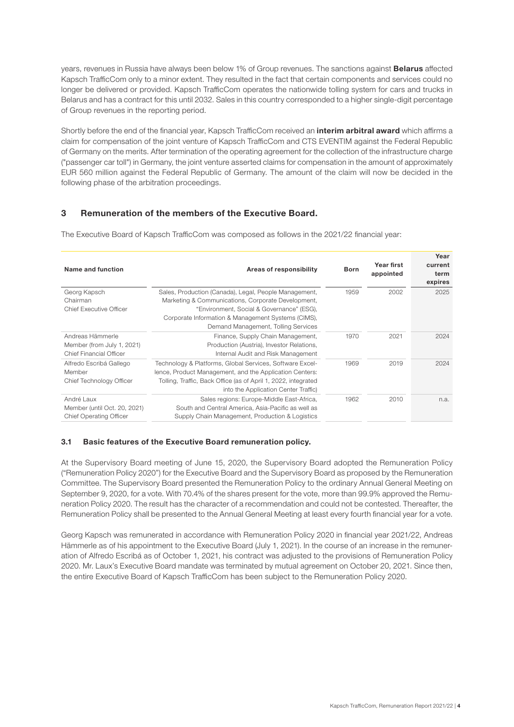years, revenues in Russia have always been below 1% of Group revenues. The sanctions against **Belarus** affected Kapsch TrafficCom only to a minor extent. They resulted in the fact that certain components and services could no longer be delivered or provided. Kapsch TrafficCom operates the nationwide tolling system for cars and trucks in Belarus and has a contract for this until 2032. Sales in this country corresponded to a higher single-digit percentage of Group revenues in the reporting period.

Shortly before the end of the financial year, Kapsch TrafficCom received an **interim arbitral award** which affirms a claim for compensation of the joint venture of Kapsch TrafficCom and CTS EVENTIM against the Federal Republic of Germany on the merits. After termination of the operating agreement for the collection of the infrastructure charge ("passenger car toll") in Germany, the joint venture asserted claims for compensation in the amount of approximately EUR 560 million against the Federal Republic of Germany. The amount of the claim will now be decided in the following phase of the arbitration proceedings.

## 3 Remuneration of the members of the Executive Board.

The Executive Board of Kapsch TrafficCom was composed as follows in the 2021/22 financial year:

| Name and function | Areas of responsibility | Born | Year first appointed | Year current term expires |
|---|---|---|---|---|
| Georg Kapsch<br>Chairman<br>Chief Executive Officer | Sales, Production (Canada), Legal, People Management, Marketing & Communications, Corporate Development, "Environment, Social & Governance" (ESG), Corporate Information & Management Systems (CIMS), Demand Management, Tolling Services | 1959 | 2002 | 2025 |
| Andreas Hämmerle<br>Member (from July 1, 2021)<br>Chief Financial Officer | Finance, Supply Chain Management, Production (Austria), Investor Relations, Internal Audit and Risk Management | 1970 | 2021 | 2024 |
| Alfredo Escribá Gallego<br>Member<br>Chief Technology Officer | Technology & Platforms, Global Services, Software Excellence, Product Management, and the Application Centers: Tolling, Traffic, Back Office (as of April 1, 2022, integrated into the Application Center Traffic) | 1969 | 2019 | 2024 |
| André Laux<br>Member (until Oct. 20, 2021)<br>Chief Operating Officer | Sales regions: Europe-Middle East-Africa, South and Central America, Asia-Pacific as well as Supply Chain Management, Production & Logistics | 1962 | 2010 | n.a. |

### 3.1 Basic features of the Executive Board remuneration policy.

At the Supervisory Board meeting of June 15, 2020, the Supervisory Board adopted the Remuneration Policy ("Remuneration Policy 2020") for the Executive Board and the Supervisory Board as proposed by the Remuneration Committee. The Supervisory Board presented the Remuneration Policy to the ordinary Annual General Meeting on September 9, 2020, for a vote. With 70.4% of the shares present for the vote, more than 99.9% approved the Remuneration Policy 2020. The result has the character of a recommendation and could not be contested. Thereafter, the Remuneration Policy shall be presented to the Annual General Meeting at least every fourth financial year for a vote.

Georg Kapsch was remunerated in accordance with Remuneration Policy 2020 in financial year 2021/22, Andreas Hämmerle as of his appointment to the Executive Board (July 1, 2021). In the course of an increase in the remuneration of Alfredo Escribá as of October 1, 2021, his contract was adjusted to the provisions of Remuneration Policy 2020. Mr. Laux's Executive Board mandate was terminated by mutual agreement on October 20, 2021. Since then, the entire Executive Board of Kapsch TrafficCom has been subject to the Remuneration Policy 2020.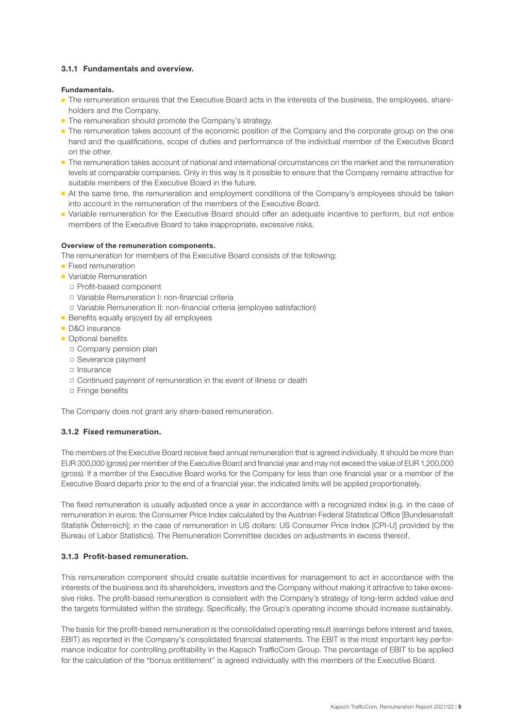### 3.1.1 Fundamentals and overview.

**Fundamentals.**

- The remuneration ensures that the Executive Board acts in the interests of the business, the employees, shareholders and the Company.
- The remuneration should promote the Company's strategy.
- The remuneration takes account of the economic position of the Company and the corporate group on the one hand and the qualifications, scope of duties and performance of the individual member of the Executive Board on the other.
- The remuneration takes account of national and international circumstances on the market and the remuneration levels at comparable companies. Only in this way is it possible to ensure that the Company remains attractive for suitable members of the Executive Board in the future.
- At the same time, the remuneration and employment conditions of the Company's employees should be taken into account in the remuneration of the members of the Executive Board.
- Variable remuneration for the Executive Board should offer an adequate incentive to perform, but not entice members of the Executive Board to take inappropriate, excessive risks.

**Overview of the remuneration components.**

The remuneration for members of the Executive Board consists of the following:

- Fixed remuneration
- Variable Remuneration
  - Profit-based component
  - Variable Remuneration I: non-financial criteria
  - Variable Remuneration II: non-financial criteria (employee satisfaction)
- Benefits equally enjoyed by all employees
- D&O insurance
- Optional benefits
  - Company pension plan
  - Severance payment
  - Insurance
  - Continued payment of remuneration in the event of illness or death
  - Fringe benefits

The Company does not grant any share-based remuneration.

### 3.1.2 Fixed remuneration.

The members of the Executive Board receive fixed annual remuneration that is agreed individually. It should be more than EUR 300,000 (gross) per member of the Executive Board and financial year and may not exceed the value of EUR 1,200,000 (gross). If a member of the Executive Board works for the Company for less than one financial year or a member of the Executive Board departs prior to the end of a financial year, the indicated limits will be applied proportionately.

The fixed remuneration is usually adjusted once a year in accordance with a recognized index (e.g. in the case of remuneration in euros: the Consumer Price Index calculated by the Austrian Federal Statistical Office [Bundesanstalt Statistik Österreich]; in the case of remuneration in US dollars: US Consumer Price Index [CPI-U] provided by the Bureau of Labor Statistics). The Remuneration Committee decides on adjustments in excess thereof.

### 3.1.3 Profit-based remuneration.

This remuneration component should create suitable incentives for management to act in accordance with the interests of the business and its shareholders, investors and the Company without making it attractive to take excessive risks. The profit-based remuneration is consistent with the Company's strategy of long-term added value and the targets formulated within the strategy. Specifically, the Group's operating income should increase sustainably.

The basis for the profit-based remuneration is the consolidated operating result (earnings before interest and taxes, EBIT) as reported in the Company's consolidated financial statements. The EBIT is the most important key performance indicator for controlling profitability in the Kapsch TrafficCom Group. The percentage of EBIT to be applied for the calculation of the "bonus entitlement" is agreed individually with the members of the Executive Board.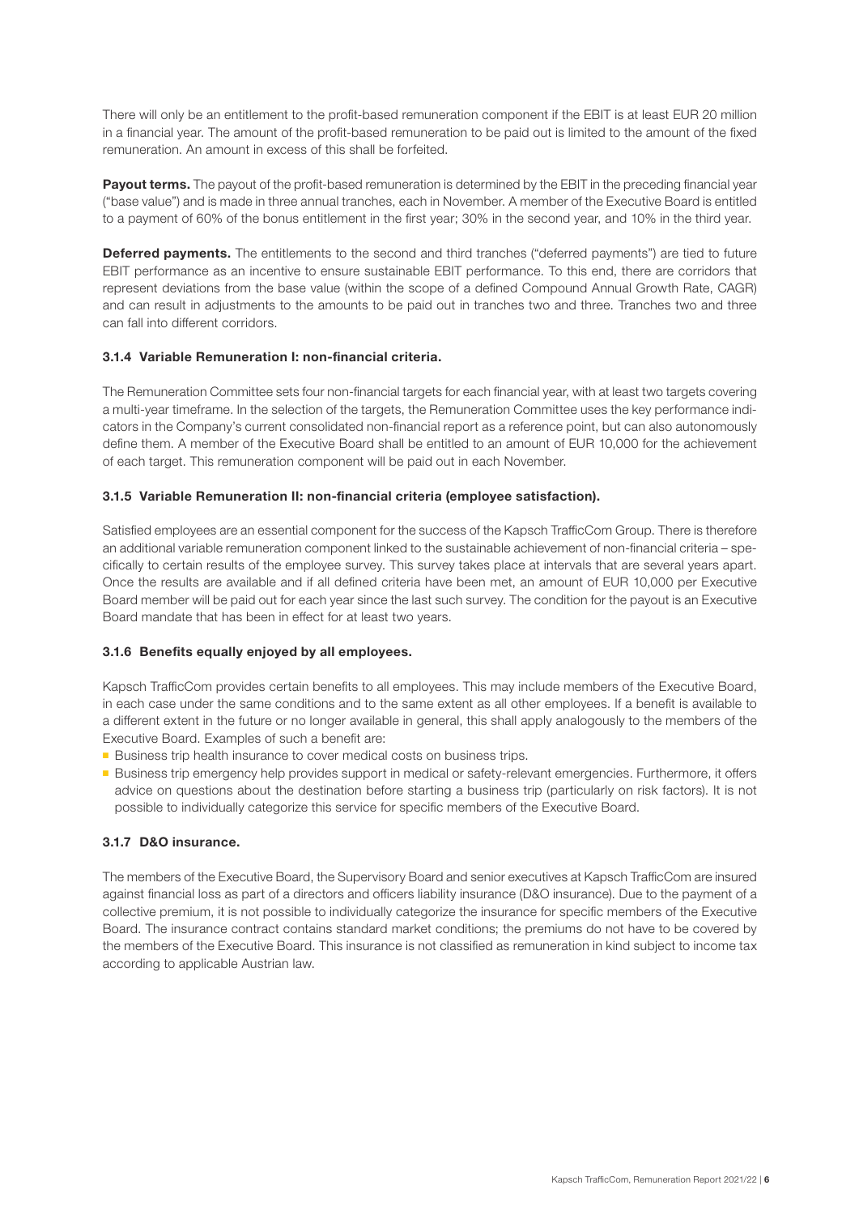There will only be an entitlement to the profit-based remuneration component if the EBIT is at least EUR 20 million in a financial year. The amount of the profit-based remuneration to be paid out is limited to the amount of the fixed remuneration. An amount in excess of this shall be forfeited.

**Payout terms.** The payout of the profit-based remuneration is determined by the EBIT in the preceding financial year ("base value") and is made in three annual tranches, each in November. A member of the Executive Board is entitled to a payment of 60% of the bonus entitlement in the first year; 30% in the second year, and 10% in the third year.

**Deferred payments.** The entitlements to the second and third tranches ("deferred payments") are tied to future EBIT performance as an incentive to ensure sustainable EBIT performance. To this end, there are corridors that represent deviations from the base value (within the scope of a defined Compound Annual Growth Rate, CAGR) and can result in adjustments to the amounts to be paid out in tranches two and three. Tranches two and three can fall into different corridors.

#### 3.1.4 Variable Remuneration I: non-financial criteria.

The Remuneration Committee sets four non-financial targets for each financial year, with at least two targets covering a multi-year timeframe. In the selection of the targets, the Remuneration Committee uses the key performance indicators in the Company's current consolidated non-financial report as a reference point, but can also autonomously define them. A member of the Executive Board shall be entitled to an amount of EUR 10,000 for the achievement of each target. This remuneration component will be paid out in each November.

#### 3.1.5 Variable Remuneration II: non-financial criteria (employee satisfaction).

Satisfied employees are an essential component for the success of the Kapsch TrafficCom Group. There is therefore an additional variable remuneration component linked to the sustainable achievement of non-financial criteria – specifically to certain results of the employee survey. This survey takes place at intervals that are several years apart. Once the results are available and if all defined criteria have been met, an amount of EUR 10,000 per Executive Board member will be paid out for each year since the last such survey. The condition for the payout is an Executive Board mandate that has been in effect for at least two years.

#### 3.1.6 Benefits equally enjoyed by all employees.

Kapsch TrafficCom provides certain benefits to all employees. This may include members of the Executive Board, in each case under the same conditions and to the same extent as all other employees. If a benefit is available to a different extent in the future or no longer available in general, this shall apply analogously to the members of the Executive Board. Examples of such a benefit are:

- Business trip health insurance to cover medical costs on business trips.
- Business trip emergency help provides support in medical or safety-relevant emergencies. Furthermore, it offers advice on questions about the destination before starting a business trip (particularly on risk factors). It is not possible to individually categorize this service for specific members of the Executive Board.

#### 3.1.7 D&O insurance.

The members of the Executive Board, the Supervisory Board and senior executives at Kapsch TrafficCom are insured against financial loss as part of a directors and officers liability insurance (D&O insurance). Due to the payment of a collective premium, it is not possible to individually categorize the insurance for specific members of the Executive Board. The insurance contract contains standard market conditions; the premiums do not have to be covered by the members of the Executive Board. This insurance is not classified as remuneration in kind subject to income tax according to applicable Austrian law.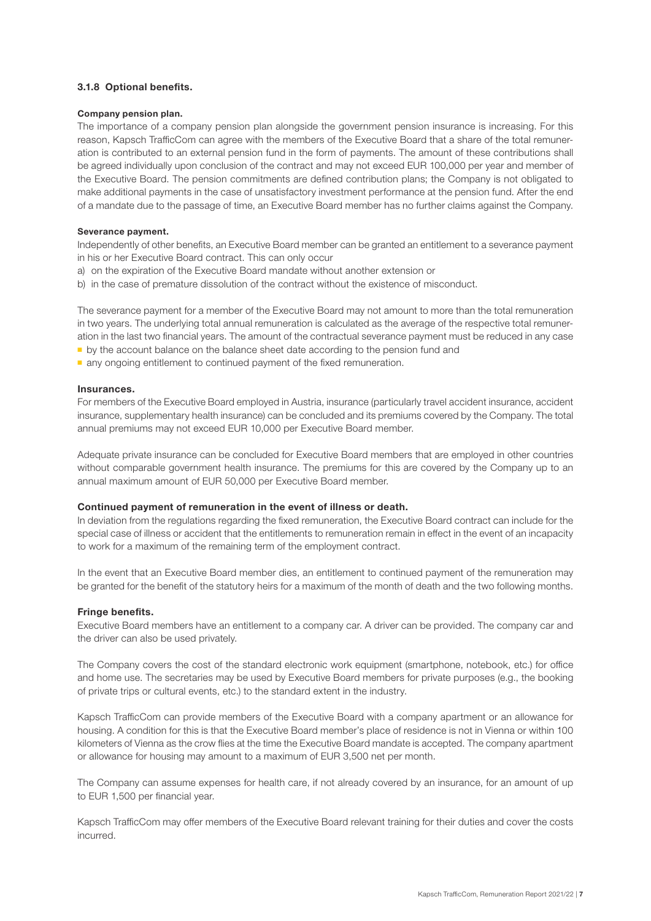### 3.1.8 Optional benefits.

#### Company pension plan.

The importance of a company pension plan alongside the government pension insurance is increasing. For this reason, Kapsch TrafficCom can agree with the members of the Executive Board that a share of the total remuneration is contributed to an external pension fund in the form of payments. The amount of these contributions shall be agreed individually upon conclusion of the contract and may not exceed EUR 100,000 per year and member of the Executive Board. The pension commitments are defined contribution plans; the Company is not obligated to make additional payments in the case of unsatisfactory investment performance at the pension fund. After the end of a mandate due to the passage of time, an Executive Board member has no further claims against the Company.

#### Severance payment.

Independently of other benefits, an Executive Board member can be granted an entitlement to a severance payment in his or her Executive Board contract. This can only occur

a) on the expiration of the Executive Board mandate without another extension or
b) in the case of premature dissolution of the contract without the existence of misconduct.

The severance payment for a member of the Executive Board may not amount to more than the total remuneration in two years. The underlying total annual remuneration is calculated as the average of the respective total remuneration in the last two financial years. The amount of the contractual severance payment must be reduced in any case

- by the account balance on the balance sheet date according to the pension fund and
- any ongoing entitlement to continued payment of the fixed remuneration.

#### Insurances.

For members of the Executive Board employed in Austria, insurance (particularly travel accident insurance, accident insurance, supplementary health insurance) can be concluded and its premiums covered by the Company. The total annual premiums may not exceed EUR 10,000 per Executive Board member.

Adequate private insurance can be concluded for Executive Board members that are employed in other countries without comparable government health insurance. The premiums for this are covered by the Company up to an annual maximum amount of EUR 50,000 per Executive Board member.

#### Continued payment of remuneration in the event of illness or death.

In deviation from the regulations regarding the fixed remuneration, the Executive Board contract can include for the special case of illness or accident that the entitlements to remuneration remain in effect in the event of an incapacity to work for a maximum of the remaining term of the employment contract.

In the event that an Executive Board member dies, an entitlement to continued payment of the remuneration may be granted for the benefit of the statutory heirs for a maximum of the month of death and the two following months.

#### Fringe benefits.

Executive Board members have an entitlement to a company car. A driver can be provided. The company car and the driver can also be used privately.

The Company covers the cost of the standard electronic work equipment (smartphone, notebook, etc.) for office and home use. The secretaries may be used by Executive Board members for private purposes (e.g., the booking of private trips or cultural events, etc.) to the standard extent in the industry.

Kapsch TrafficCom can provide members of the Executive Board with a company apartment or an allowance for housing. A condition for this is that the Executive Board member's place of residence is not in Vienna or within 100 kilometers of Vienna as the crow flies at the time the Executive Board mandate is accepted. The company apartment or allowance for housing may amount to a maximum of EUR 3,500 net per month.

The Company can assume expenses for health care, if not already covered by an insurance, for an amount of up to EUR 1,500 per financial year.

Kapsch TrafficCom may offer members of the Executive Board relevant training for their duties and cover the costs incurred.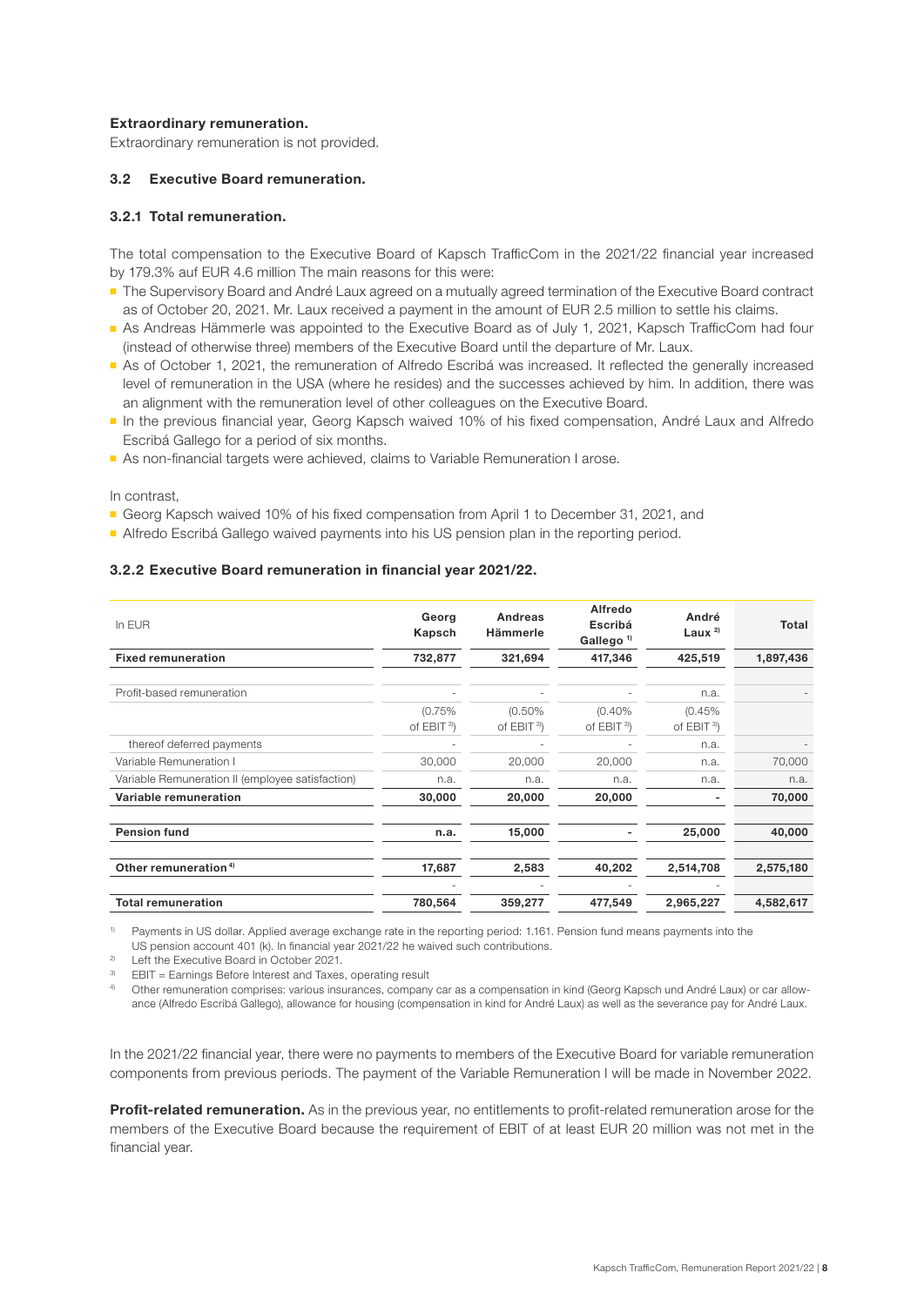**Extraordinary remuneration.**
Extraordinary remuneration is not provided.

### 3.2 Executive Board remuneration.

#### 3.2.1 Total remuneration.

The total compensation to the Executive Board of Kapsch TrafficCom in the 2021/22 financial year increased by 179.3% auf EUR 4.6 million The main reasons for this were:

- The Supervisory Board and André Laux agreed on a mutually agreed termination of the Executive Board contract as of October 20, 2021. Mr. Laux received a payment in the amount of EUR 2.5 million to settle his claims.
- As Andreas Hämmerle was appointed to the Executive Board as of July 1, 2021, Kapsch TrafficCom had four (instead of otherwise three) members of the Executive Board until the departure of Mr. Laux.
- As of October 1, 2021, the remuneration of Alfredo Escribá was increased. It reflected the generally increased level of remuneration in the USA (where he resides) and the successes achieved by him. In addition, there was an alignment with the remuneration level of other colleagues on the Executive Board.
- In the previous financial year, Georg Kapsch waived 10% of his fixed compensation, André Laux and Alfredo Escribá Gallego for a period of six months.
- As non-financial targets were achieved, claims to Variable Remuneration I arose.

In contrast,

- Georg Kapsch waived 10% of his fixed compensation from April 1 to December 31, 2021, and
- Alfredo Escribá Gallego waived payments into his US pension plan in the reporting period.

#### 3.2.2 Executive Board remuneration in financial year 2021/22.

| In EUR | Georg Kapsch | Andreas Hämmerle | Alfredo Escribá Gallego [1] | André Laux [2] | Total |
|---|---|---|---|---|---|
| **Fixed remuneration** | **732,877** | **321,694** | **417,346** | **425,519** | **1,897,436** |
| Profit-based remuneration | - | - | - | n.a. | - |
| | (0.75% of EBIT [3]) | (0.50% of EBIT [3]) | (0.40% of EBIT [3]) | (0.45% of EBIT [3]) | |
| thereof deferred payments | - | - | - | n.a. | - |
| Variable Remuneration I | 30,000 | 20,000 | 20,000 | n.a. | 70,000 |
| Variable Remuneration II (employee satisfaction) | n.a. | n.a. | n.a. | n.a. | n.a. |
| **Variable remuneration** | **30,000** | **20,000** | **20,000** | **-** | **70,000** |
| **Pension fund** | **n.a.** | **15,000** | **-** | **25,000** | **40,000** |
| **Other remuneration [4]** | **17,687** | **2,583** | **40,202** | **2,514,708** | **2,575,180** |
| | - | - | - | - | |
| **Total remuneration** | **780,564** | **359,277** | **477,549** | **2,965,227** | **4,582,617** |

[1] Payments in US dollar. Applied average exchange rate in the reporting period: 1.161. Pension fund means payments into the US pension account 401 (k). In financial year 2021/22 he waived such contributions.
[2] Left the Executive Board in October 2021.
[3] EBIT = Earnings Before Interest and Taxes, operating result
[4] Other remuneration comprises: various insurances, company car as a compensation in kind (Georg Kapsch und André Laux) or car allowance (Alfredo Escribá Gallego), allowance for housing (compensation in kind for André Laux) as well as the severance pay for André Laux.

In the 2021/22 financial year, there were no payments to members of the Executive Board for variable remuneration components from previous periods. The payment of the Variable Remuneration I will be made in November 2022.

**Profit-related remuneration.** As in the previous year, no entitlements to profit-related remuneration arose for the members of the Executive Board because the requirement of EBIT of at least EUR 20 million was not met in the financial year.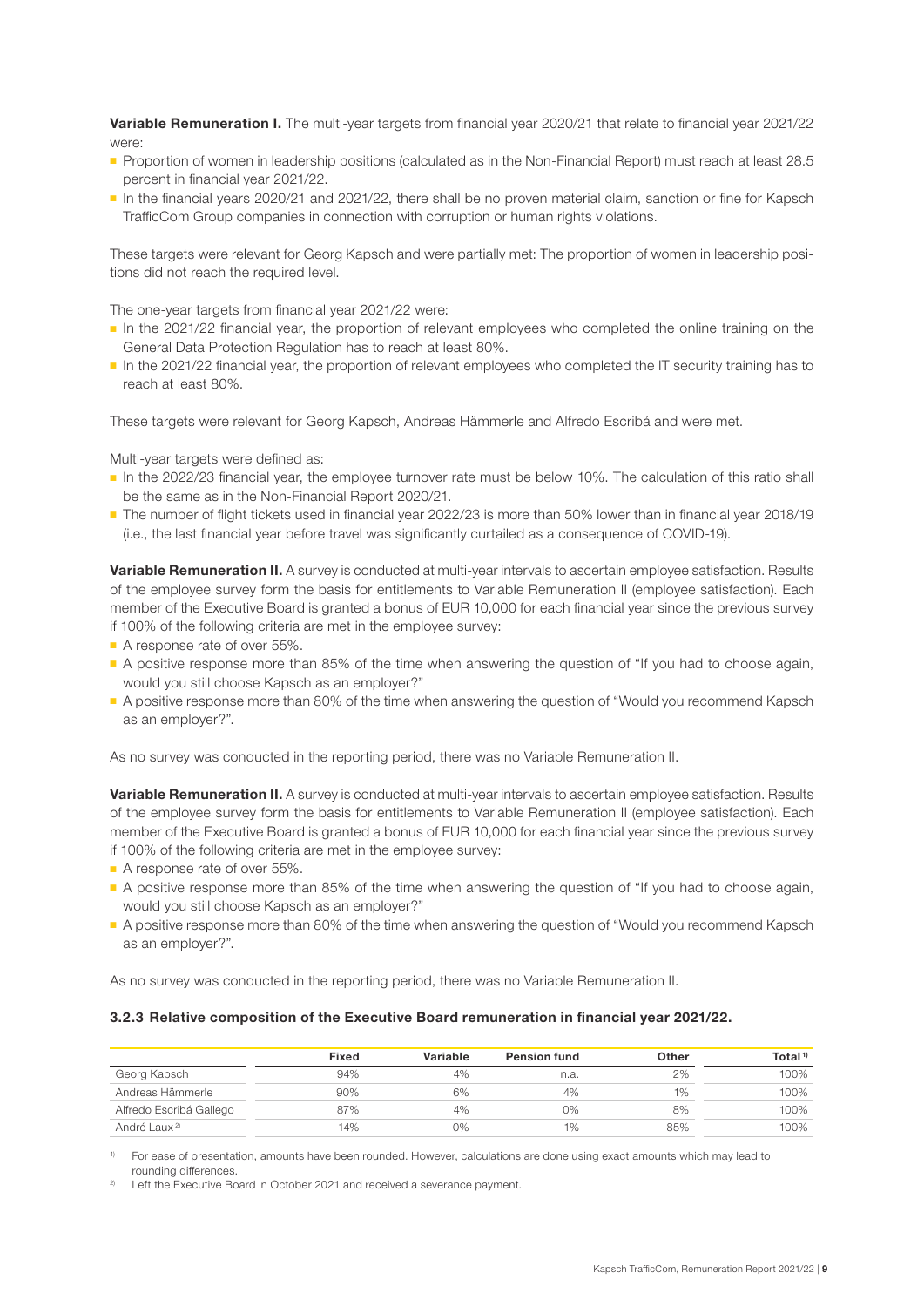**Variable Remuneration I.** The multi-year targets from financial year 2020/21 that relate to financial year 2021/22 were:

- Proportion of women in leadership positions (calculated as in the Non-Financial Report) must reach at least 28.5 percent in financial year 2021/22.
- In the financial years 2020/21 and 2021/22, there shall be no proven material claim, sanction or fine for Kapsch TrafficCom Group companies in connection with corruption or human rights violations.

These targets were relevant for Georg Kapsch and were partially met: The proportion of women in leadership positions did not reach the required level.

The one-year targets from financial year 2021/22 were:

- In the 2021/22 financial year, the proportion of relevant employees who completed the online training on the General Data Protection Regulation has to reach at least 80%.
- In the 2021/22 financial year, the proportion of relevant employees who completed the IT security training has to reach at least 80%.

These targets were relevant for Georg Kapsch, Andreas Hämmerle and Alfredo Escribá and were met.

Multi-year targets were defined as:

- In the 2022/23 financial year, the employee turnover rate must be below 10%. The calculation of this ratio shall be the same as in the Non-Financial Report 2020/21.
- The number of flight tickets used in financial year 2022/23 is more than 50% lower than in financial year 2018/19 (i.e., the last financial year before travel was significantly curtailed as a consequence of COVID-19).

**Variable Remuneration II.** A survey is conducted at multi-year intervals to ascertain employee satisfaction. Results of the employee survey form the basis for entitlements to Variable Remuneration II (employee satisfaction). Each member of the Executive Board is granted a bonus of EUR 10,000 for each financial year since the previous survey if 100% of the following criteria are met in the employee survey:

- A response rate of over 55%.
- A positive response more than 85% of the time when answering the question of "If you had to choose again, would you still choose Kapsch as an employer?"
- A positive response more than 80% of the time when answering the question of "Would you recommend Kapsch as an employer?".

As no survey was conducted in the reporting period, there was no Variable Remuneration II.

**Variable Remuneration II.** A survey is conducted at multi-year intervals to ascertain employee satisfaction. Results of the employee survey form the basis for entitlements to Variable Remuneration II (employee satisfaction). Each member of the Executive Board is granted a bonus of EUR 10,000 for each financial year since the previous survey if 100% of the following criteria are met in the employee survey:

- A response rate of over 55%.
- A positive response more than 85% of the time when answering the question of "If you had to choose again, would you still choose Kapsch as an employer?"
- A positive response more than 80% of the time when answering the question of "Would you recommend Kapsch as an employer?".

As no survey was conducted in the reporting period, there was no Variable Remuneration II.

### 3.2.3 Relative composition of the Executive Board remuneration in financial year 2021/22.

| | Fixed | Variable | Pension fund | Other | Total[1] |
|---|---|---|---|---|---|
| Georg Kapsch | 94% | 4% | n.a. | 2% | 100% |
| Andreas Hämmerle | 90% | 6% | 4% | 1% | 100% |
| Alfredo Escribá Gallego | 87% | 4% | 0% | 8% | 100% |
| André Laux[2] | 14% | 0% | 1% | 85% | 100% |

[1] For ease of presentation, amounts have been rounded. However, calculations are done using exact amounts which may lead to rounding differences.

[2] Left the Executive Board in October 2021 and received a severance payment.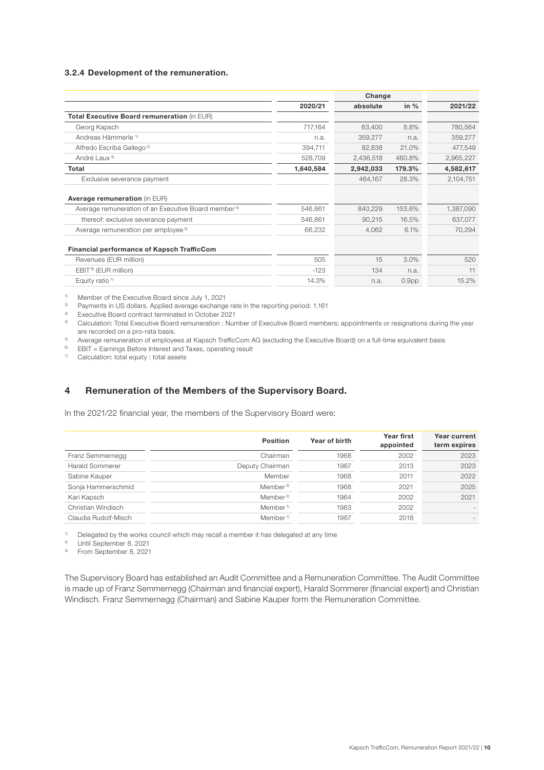### 3.2.4 Development of the remuneration.

| | 2020/21 | Change absolute | Change in % | 2021/22 |
|---|---|---|---|---|
| **Total Executive Board remuneration** (in EUR) | | | | |
| Georg Kapsch | 717,164 | 63,400 | 8.8% | 780,564 |
| Andreas Hämmerle [1] | n.a. | 359,277 | n.a. | 359,277 |
| Alfredo Escriba Gallego [2] | 394,711 | 82,838 | 21.0% | 477,549 |
| André Laux [3] | 528,709 | 2,436,518 | 460.8% | 2,965,227 |
| **Total** | **1,640,584** | **2,942,033** | **179.3%** | **4,582,617** |
| Exclusive severance payment | | 464,167 | 28.3% | 2,104,751 |
| **Average remuneration** (in EUR) | | | | |
| Average remuneration of an Executive Board member [4] | 546,861 | 840,229 | 153.6% | 1,387,090 |
| thereof: exclusive severance payment | 546,861 | 90,215 | 16.5% | 637,077 |
| Average remuneration per employee [5] | 66,232 | 4,062 | 6.1% | 70,294 |
| **Financial performance of Kapsch TrafficCom** | | | | |
| Revenues (EUR million) | 505 | 15 | 3.0% | 520 |
| EBIT [6] (EUR million) | -123 | 134 | n.a. | 11 |
| Equity ratio [7] | 14.3% | n.a. | 0.9pp | 15.2% |

[1] Member of the Executive Board since July 1, 2021
[2] Payments in US dollars. Applied average exchange rate in the reporting period: 1.161
[3] Executive Board contract terminated in October 2021
[4] Calculation: Total Executive Board remuneration : Number of Executive Board members; appointments or resignations during the year are recorded on a pro-rata basis.
[5] Average remuneration of employees at Kapsch TrafficCom AG (excluding the Executive Board) on a full-time equivalent basis
[6] EBIT = Earnings Before Interest and Taxes, operating result
[7] Calculation: total equity : total assets

## 4 Remuneration of the Members of the Supervisory Board.

In the 2021/22 financial year, the members of the Supervisory Board were:

| | Position | Year of birth | Year first appointed | Year current term expires |
|---|---|---|---|---|
| Franz Semmernegg | Chairman | 1968 | 2002 | 2023 |
| Harald Sommerer | Deputy Chairman | 1967 | 2013 | 2023 |
| Sabine Kauper | Member | 1968 | 2011 | 2022 |
| Sonja Hammerschmid | Member [3] | 1968 | 2021 | 2025 |
| Kari Kapsch | Member [2] | 1964 | 2002 | 2021 |
| Christian Windisch | Member [1] | 1963 | 2002 | - |
| Claudia Rudolf-Misch | Member [1] | 1967 | 2018 | - |

[1] Delegated by the works council which may recall a member it has delegated at any time
[2] Until September 8, 2021
[3] From September 8, 2021

The Supervisory Board has established an Audit Committee and a Remuneration Committee. The Audit Committee is made up of Franz Semmernegg (Chairman and financial expert), Harald Sommerer (financial expert) and Christian Windisch. Franz Semmernegg (Chairman) and Sabine Kauper form the Remuneration Committee.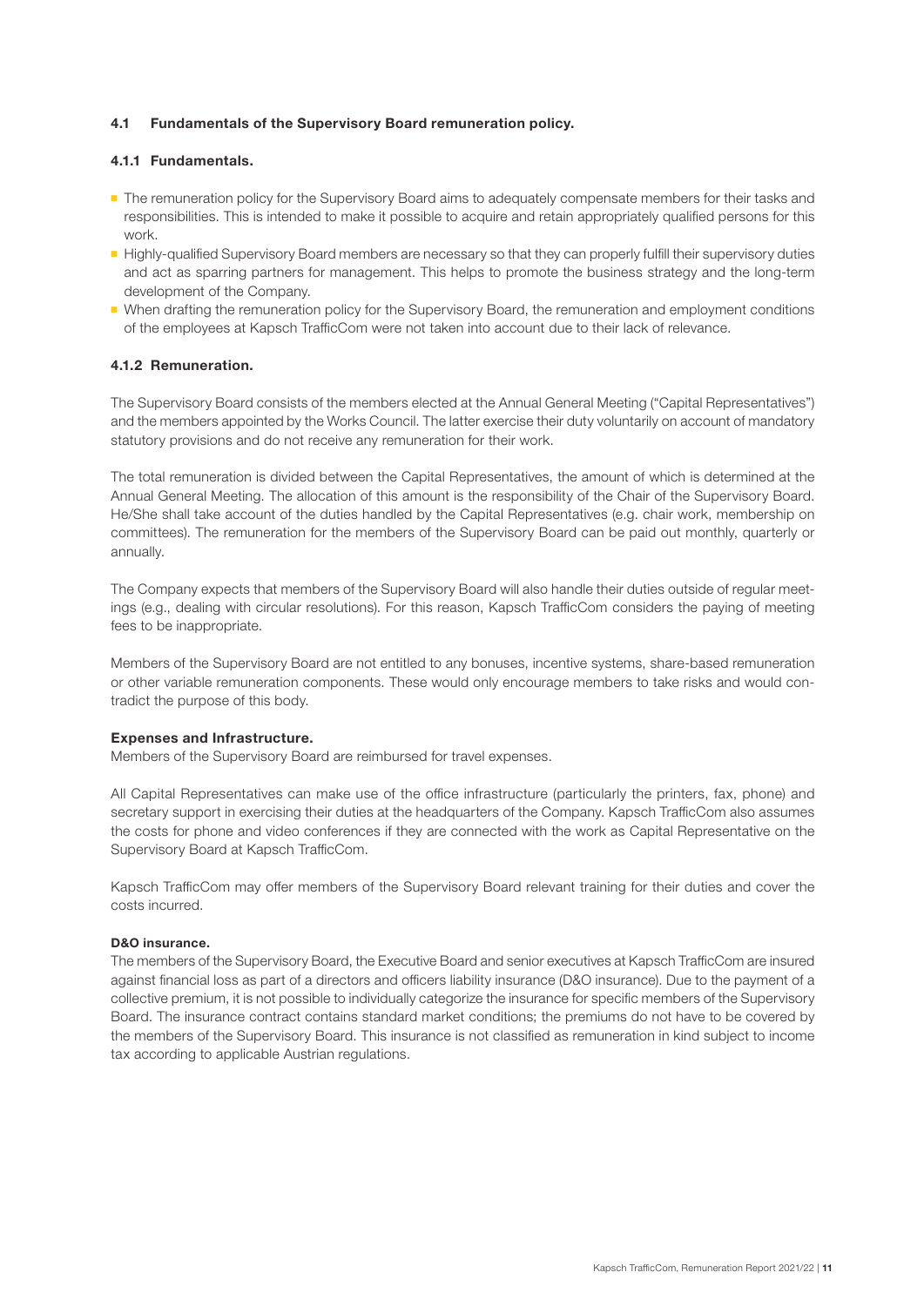## 4.1 Fundamentals of the Supervisory Board remuneration policy.

### 4.1.1 Fundamentals.

- The remuneration policy for the Supervisory Board aims to adequately compensate members for their tasks and responsibilities. This is intended to make it possible to acquire and retain appropriately qualified persons for this work.
- Highly-qualified Supervisory Board members are necessary so that they can properly fulfill their supervisory duties and act as sparring partners for management. This helps to promote the business strategy and the long-term development of the Company.
- When drafting the remuneration policy for the Supervisory Board, the remuneration and employment conditions of the employees at Kapsch TrafficCom were not taken into account due to their lack of relevance.

### 4.1.2 Remuneration.

The Supervisory Board consists of the members elected at the Annual General Meeting ("Capital Representatives") and the members appointed by the Works Council. The latter exercise their duty voluntarily on account of mandatory statutory provisions and do not receive any remuneration for their work.

The total remuneration is divided between the Capital Representatives, the amount of which is determined at the Annual General Meeting. The allocation of this amount is the responsibility of the Chair of the Supervisory Board. He/She shall take account of the duties handled by the Capital Representatives (e.g. chair work, membership on committees). The remuneration for the members of the Supervisory Board can be paid out monthly, quarterly or annually.

The Company expects that members of the Supervisory Board will also handle their duties outside of regular meetings (e.g., dealing with circular resolutions). For this reason, Kapsch TrafficCom considers the paying of meeting fees to be inappropriate.

Members of the Supervisory Board are not entitled to any bonuses, incentive systems, share-based remuneration or other variable remuneration components. These would only encourage members to take risks and would contradict the purpose of this body.

**Expenses and Infrastructure.**

Members of the Supervisory Board are reimbursed for travel expenses.

All Capital Representatives can make use of the office infrastructure (particularly the printers, fax, phone) and secretary support in exercising their duties at the headquarters of the Company. Kapsch TrafficCom also assumes the costs for phone and video conferences if they are connected with the work as Capital Representative on the Supervisory Board at Kapsch TrafficCom.

Kapsch TrafficCom may offer members of the Supervisory Board relevant training for their duties and cover the costs incurred.

**D&O insurance.**

The members of the Supervisory Board, the Executive Board and senior executives at Kapsch TrafficCom are insured against financial loss as part of a directors and officers liability insurance (D&O insurance). Due to the payment of a collective premium, it is not possible to individually categorize the insurance for specific members of the Supervisory Board. The insurance contract contains standard market conditions; the premiums do not have to be covered by the members of the Supervisory Board. This insurance is not classified as remuneration in kind subject to income tax according to applicable Austrian regulations.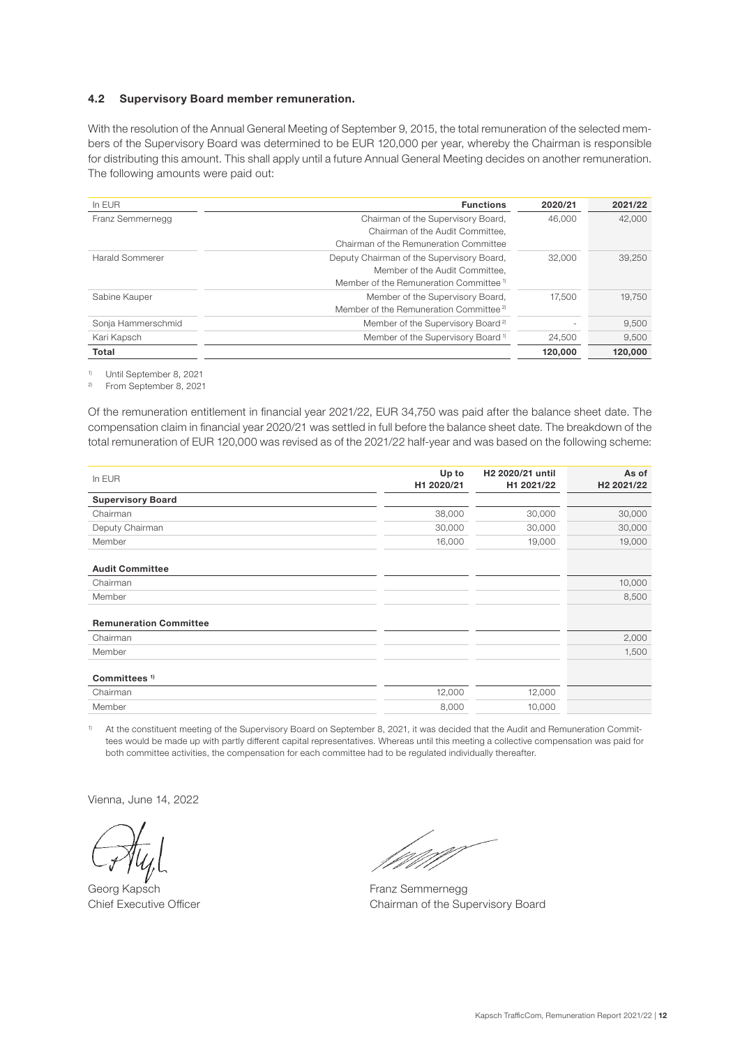### 4.2 Supervisory Board member remuneration.

With the resolution of the Annual General Meeting of September 9, 2015, the total remuneration of the selected members of the Supervisory Board was determined to be EUR 120,000 per year, whereby the Chairman is responsible for distributing this amount. This shall apply until a future Annual General Meeting decides on another remuneration. The following amounts were paid out:

| In EUR | Functions | 2020/21 | 2021/22 |
|---|---|---|---|
| Franz Semmernegg | Chairman of the Supervisory Board, Chairman of the Audit Committee, Chairman of the Remuneration Committee | 46,000 | 42,000 |
| Harald Sommerer | Deputy Chairman of the Supervisory Board, Member of the Audit Committee, Member of the Remuneration Committee [1] | 32,000 | 39,250 |
| Sabine Kauper | Member of the Supervisory Board, Member of the Remuneration Committee [2] | 17,500 | 19,750 |
| Sonja Hammerschmid | Member of the Supervisory Board [2] | - | 9,500 |
| Kari Kapsch | Member of the Supervisory Board [1] | 24,500 | 9,500 |
| **Total** | | **120,000** | **120,000** |

[1] Until September 8, 2021
[2] From September 8, 2021

Of the remuneration entitlement in financial year 2021/22, EUR 34,750 was paid after the balance sheet date. The compensation claim in financial year 2020/21 was settled in full before the balance sheet date. The breakdown of the total remuneration of EUR 120,000 was revised as of the 2021/22 half-year and was based on the following scheme:

| In EUR | Up to H1 2020/21 | H2 2020/21 until H1 2021/22 | As of H2 2021/22 |
|---|---|---|---|
| **Supervisory Board** | | | |
| Chairman | 38,000 | 30,000 | 30,000 |
| Deputy Chairman | 30,000 | 30,000 | 30,000 |
| Member | 16,000 | 19,000 | 19,000 |
| **Audit Committee** | | | |
| Chairman | | | 10,000 |
| Member | | | 8,500 |
| **Remuneration Committee** | | | |
| Chairman | | | 2,000 |
| Member | | | 1,500 |
| **Committees [1]** | | | |
| Chairman | 12,000 | 12,000 | |
| Member | 8,000 | 10,000 | |

[1] At the constituent meeting of the Supervisory Board on September 8, 2021, it was decided that the Audit and Remuneration Committees would be made up with partly different capital representatives. Whereas until this meeting a collective compensation was paid for both committee activities, the compensation for each committee had to be regulated individually thereafter.

Vienna, June 14, 2022

Georg Kapsch
Chief Executive Officer

Franz Semmernegg
Chairman of the Supervisory Board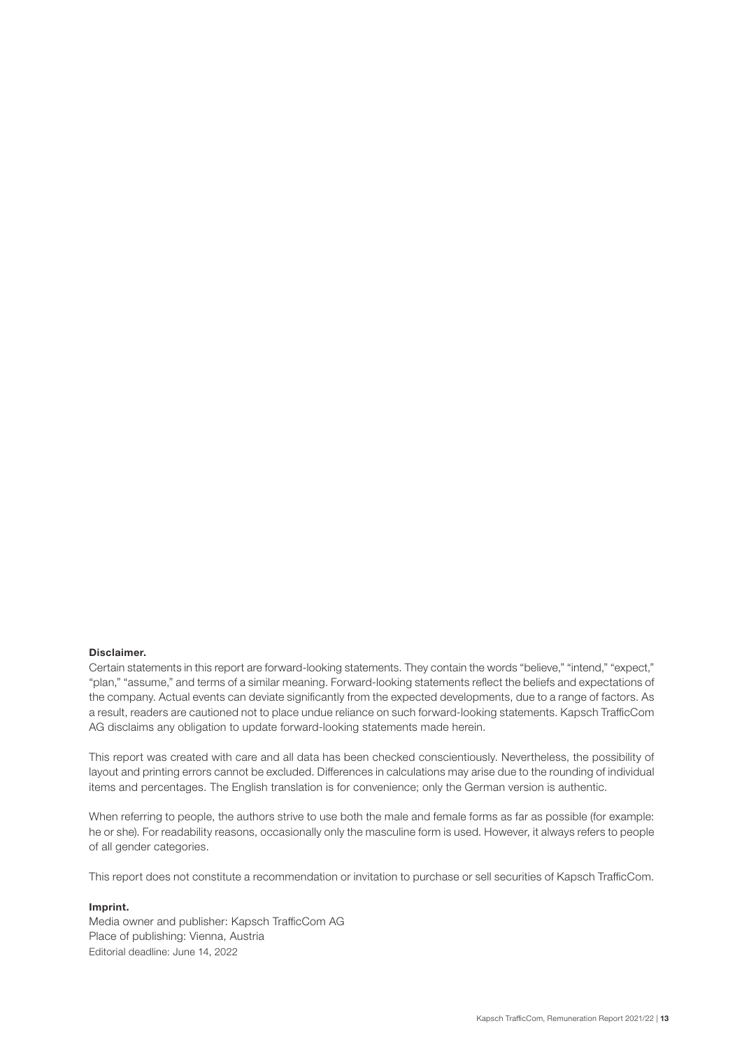**Disclaimer.**

Certain statements in this report are forward-looking statements. They contain the words “believe,” “intend,” “expect,” “plan,” “assume,” and terms of a similar meaning. Forward-looking statements reflect the beliefs and expectations of the company. Actual events can deviate significantly from the expected developments, due to a range of factors. As a result, readers are cautioned not to place undue reliance on such forward-looking statements. Kapsch TrafficCom AG disclaims any obligation to update forward-looking statements made herein.

This report was created with care and all data has been checked conscientiously. Nevertheless, the possibility of layout and printing errors cannot be excluded. Differences in calculations may arise due to the rounding of individual items and percentages. The English translation is for convenience; only the German version is authentic.

When referring to people, the authors strive to use both the male and female forms as far as possible (for example: he or she). For readability reasons, occasionally only the masculine form is used. However, it always refers to people of all gender categories.

This report does not constitute a recommendation or invitation to purchase or sell securities of Kapsch TrafficCom.

**Imprint.**

Media owner and publisher: Kapsch TrafficCom AG
Place of publishing: Vienna, Austria
Editorial deadline: June 14, 2022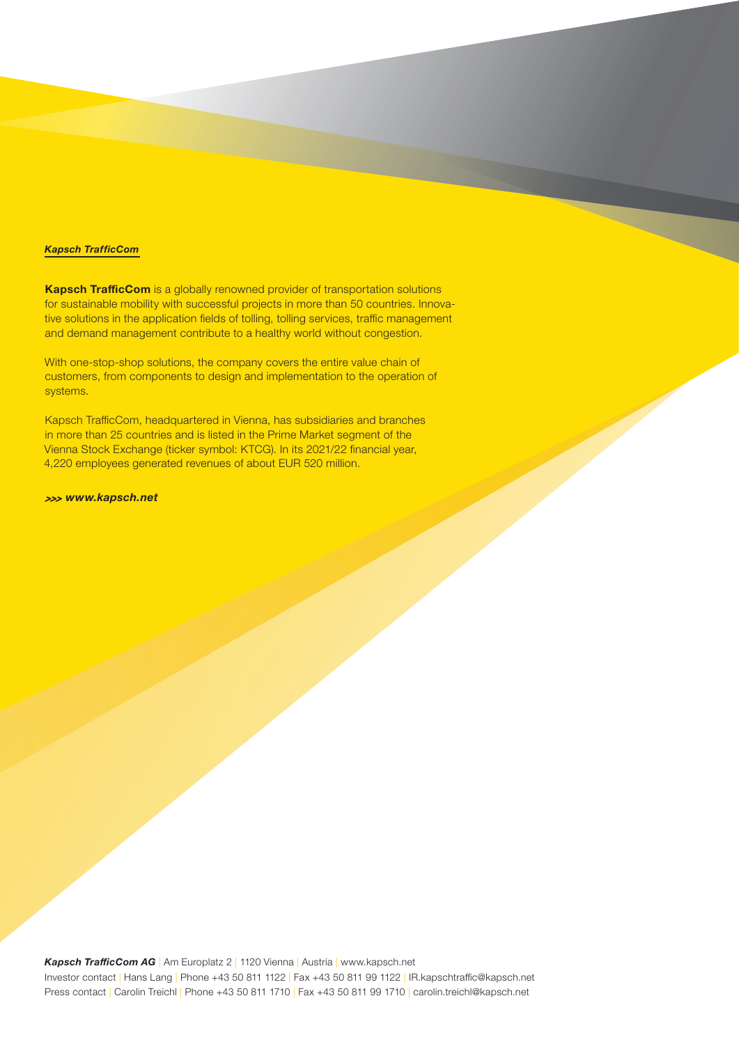***Kapsch TrafficCom***

**Kapsch TrafficCom** is a globally renowned provider of transportation solutions for sustainable mobility with successful projects in more than 50 countries. Innovative solutions in the application fields of tolling, tolling services, traffic management and demand management contribute to a healthy world without congestion.

With one-stop-shop solutions, the company covers the entire value chain of customers, from components to design and implementation to the operation of systems.

Kapsch TrafficCom, headquartered in Vienna, has subsidiaries and branches in more than 25 countries and is listed in the Prime Market segment of the Vienna Stock Exchange (ticker symbol: KTCG). In its 2021/22 financial year, 4,220 employees generated revenues of about EUR 520 million.

*>>> **www.kapsch.net***

***Kapsch TrafficCom AG*** | Am Europlatz 2 | 1120 Vienna | Austria | www.kapsch.net
Investor contact | Hans Lang | Phone +43 50 811 1122 | Fax +43 50 811 99 1122 | IR.kapschtraffic@kapsch.net
Press contact | Carolin Treichl | Phone +43 50 811 1710 | Fax +43 50 811 99 1710 | carolin.treichl@kapsch.net